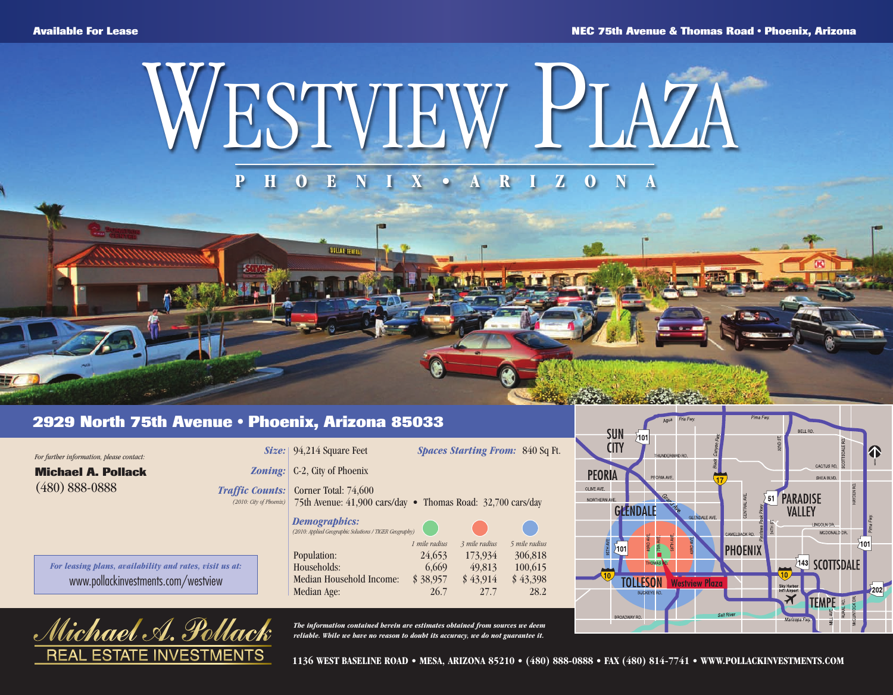**Available For Lease**

**NEC 75th Avenue & Thomas Road • Phoenix, Arizona**

# WESTVIEW PLAZA

## PHOENIX • ARIZONA

## 2929 North 75th Avenue • Phoenix, Arizona 85033

*For further information, please contact:*

**Michael A. Pollack**
(480) 888-0888

*For leasing plans, availability and rates, visit us at:*
www.pollackinvestments.com/westview

***Size:*** 94,214 Square Feet

***Spaces Starting From:*** 840 Sq Ft.

***Zoning:*** C-2, City of Phoenix

***Traffic Counts:*** *(2010: City of Phoenix)*
Corner Total: 74,600
75th Avenue: 41,900 cars/day • Thomas Road: 32,700 cars/day

***Demographics:*** *(2010: Applied Geographic Solutions / TIGER Geography)*

| | *1 mile radius* | *3 mile radius* | *5 mile radius* |
|---|---|---|---|
| Population: | 24,653 | 173,934 | 306,818 |
| Households: | 6,669 | 49,813 | 100,615 |
| Median Household Income: | $ 38,957 | $ 43,914 | $ 43,398 |
| Median Age: | 26.7 | 27.7 | 28.2 |

*Michael A. Pollack*
REAL ESTATE INVESTMENTS

***The information contained herein are estimates obtained from sources we deem reliable. While we have no reason to doubt its accuracy, we do not guarantee it.***

**1136 WEST BASELINE ROAD • MESA, ARIZONA 85210 • (480) 888-0888 • FAX (480) 814-7741 • WWW.POLLACKINVESTMENTS.COM**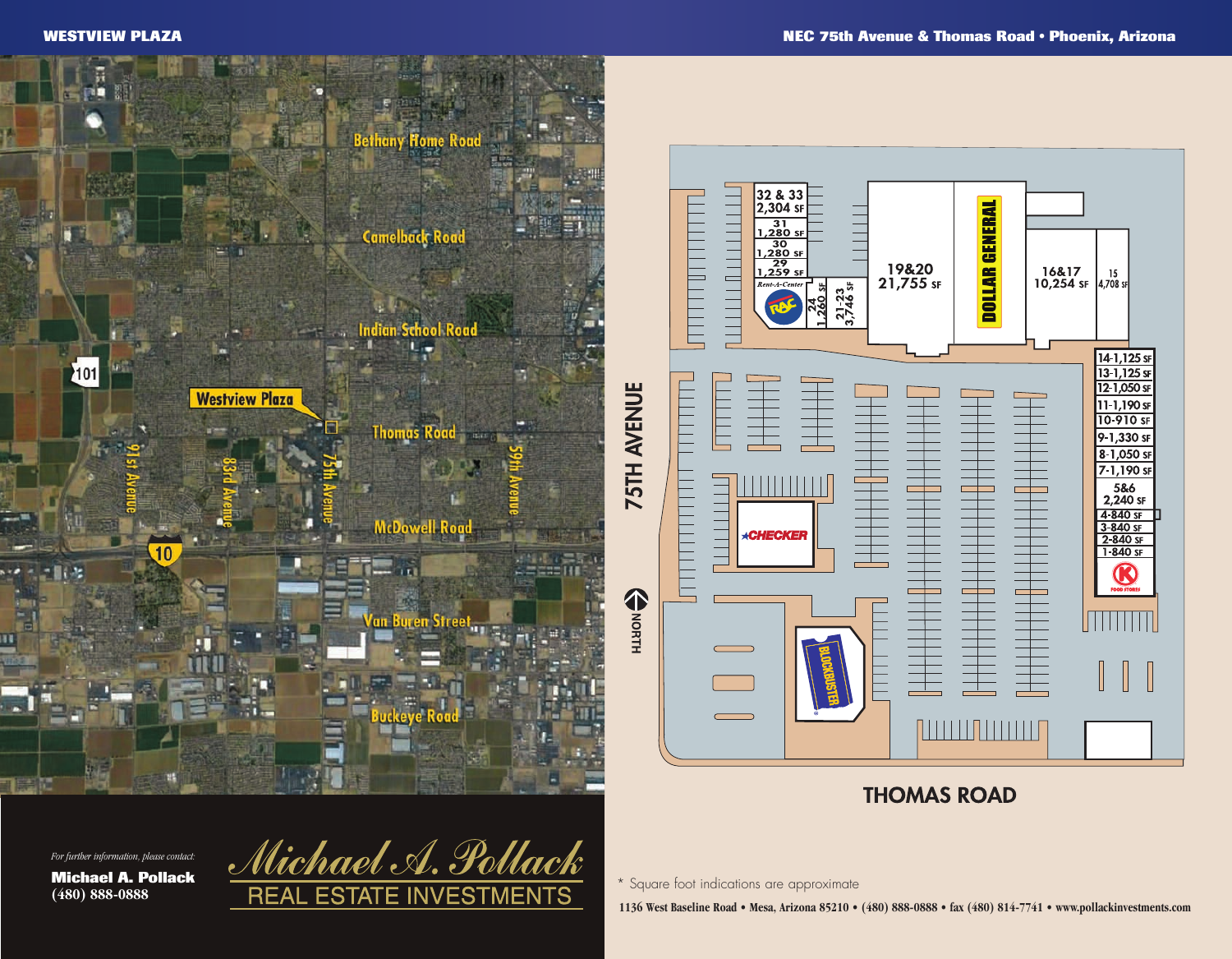# WESTVIEW PLAZA

**NEC 75th Avenue & Thomas Road • Phoenix, Arizona**

Bethany Home Road

Camelback Road

Indian School Road

Westview Plaza

Thomas Road

McDowell Road

Van Buren Street

Buckeye Road

101

10

91st Avenue

83rd Avenue

75th Avenue

59th Avenue

32 & 33
2,304 SF

31
1,280 SF

30
1,280 SF

29
1,259 SF

Rent-A-Center

24
1,260 SF

21-23
3,746 SF

19&20
21,755 SF

DOLLAR GENERAL

16&17
10,254 SF

15
4,708 SF

14-1,125 SF

13-1,125 SF

12-1,050 SF

11-1,190 SF

10-910 SF

9-1,330 SF

8-1,050 SF

7-1,190 SF

5&6
2,240 SF

4-840 SF

3-840 SF

2-840 SF

1-840 SF

FOOD STORES

CHECKER

BLOCKBUSTER

75TH AVENUE

NORTH

THOMAS ROAD

*For further information, please contact:*

**Michael A. Pollack**
**(480) 888-0888**

*Michael A. Pollack*
REAL ESTATE INVESTMENTS

\* Square foot indications are approximate

**1136 West Baseline Road • Mesa, Arizona 85210 • (480) 888-0888 • fax (480) 814-7741 • www.pollackinvestments.com**